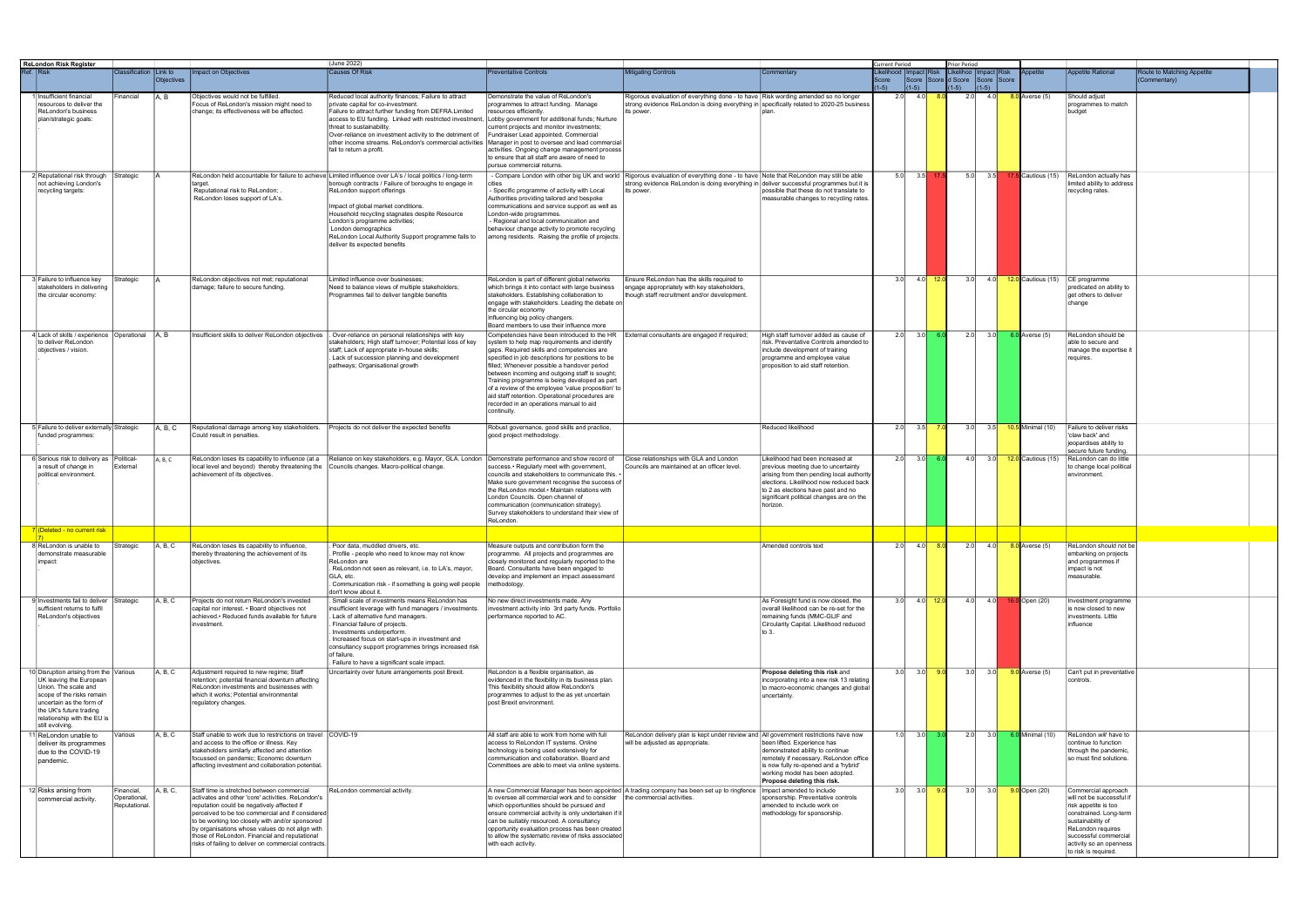## ReLondon Risk Register

(June 2022)

| Ref. | Risk | Classification | Link to Objectives | Impact on Objectives | Causes Of Risk | Preventative Controls | Mitigating Controls | Commentary | Current Period Likelihood Score (1-5) | Current Period Impact Score (1-5) | Current Period Risk Score | Prior Period Likelihood Score (1-5) | Prior Period Impact Score (1-5) | Prior Period Risk Score | Appetite | Appetite Rational | Route to Matching Appetite (Commentary) |
|---|---|---|---|---|---|---|---|---|---|---|---|---|---|---|---|---|---|
| 1 | Insufficient financial resources to deliver the ReLondon's business plan/strategic goals: . | Financial | A, B | Objectives would not be fulfilled. Focus of ReLondon's mission might need to change; its effectiveness will be affected. | Reduced local authority finances; Failure to attract private capital for co-investment. Failure to attract further funding from DEFRA.Limited access to EU funding. Linked with restricted investment, threat to sustainability. Over-reliance on investment activity to the detriment of other income streams. ReLondon's commercial activities fail to return a profit. | Demonstrate the value of ReLondon's programmes to attract funding. Manage resources efficiently. Lobby government for additional funds; Nurture current projects and monitor investments; Fundraiser Lead appointed. Commercial Manager in post to oversee and lead commercial activities. Ongoing change management process to ensure that all staff are aware of need to pursue commercial returns. | Rigorous evaluation of everything done - to have strong evidence ReLondon is doing everything in its power. | Risk wording amended so no longer specifically related to 2020-25 business plan. | 2.0 | 4.0 | 8.0 | 2.0 | 4.0 | 8.0 | Averse (5) | Should adjust programmes to match budget | |
| 2 | Reputational risk through not achieving London's recycling targets: | Strategic | A | ReLondon held accountable for failure to achieve target. Reputational risk to ReLondon; . ReLondon loses support of LA's. | Limited influence over LA's / local politics / long-term borough contracts / Failure of boroughs to engage in ReLondon support offerings Impact of global market conditions. Household recycling stagnates despite Resource London's programme activities; London demographics ReLondon Local Authority Support programme fails to deliver its expected benefits | - Compare London with other big UK and world cities - Specific programme of activity with Local Authorities providing tailored and bespoke communications and service support as well as London-wide programmes. - Regional and local communication and behaviour change activity to promote recycling among residents. Raising the profile of projects. | Rigorous evaluation of everything done - to have strong evidence ReLondon is doing everything in its power. | Note that ReLondon may still be able deliver successful programmes but it is possible that these do not translate to measurable changes to recycling rates. | 5.0 | 3.5 | 17.5 | 5.0 | 3.5 | 17.5 | Cautious (15) | ReLondon actually has limited ability to address recycling rates. | |
| 3 | Failure to influence key stakeholders in delivering the circular economy: | Strategic | A | ReLondon objectives not met; reputational damage; failure to secure funding. | Limited influence over businesses; Need to balance views of multiple stakeholders; Programmes fail to deliver tangible benefits | ReLondon is part of different global networks which brings it into contact with large business stakeholders. Establishing collaboration to engage with stakeholders. Leading the debate on the circular economy Influencing big policy changers. Board members to use their influence more | Ensure ReLondon has the skills required to engage appropriately with key stakeholders, though staff recruitment and/or development. | | 3.0 | 4.0 | 12.0 | 3.0 | 4.0 | 12.0 | Cautious (15) | CE programme predicated on ability to get others to deliver change | |
| 4 | Lack of skills / experience to deliver ReLondon objectives / vision. . | Operational | A, B | Insufficient skills to deliver ReLondon objectives | . Over-reliance on personal relationships with key stakeholders; High staff turnover; Potential loss of key staff; Lack of appropriate in-house skills; . Lack of succession planning and development pathways; Organisational growth | Competencies have been introduced to the HR system to help map requirements and identify gaps. Required skills and competencies are specified in job descriptions for positions to be filled; Whenever possible a handover period between incoming and outgoing staff is sought; Training programme is being developed as part of a review of the employee 'value proposition' to aid staff retention. Operational procedures are recorded in an operations manual to aid continuity. | External consultants are engaged if required; | High staff turnover added as cause of risk. Preventative Controls amended to include development of training programme and employee value proposition to aid staff retention. | 2.0 | 3.0 | 6.0 | 2.0 | 3.0 | 6.0 | Averse (5) | ReLondon should be able to secure and manage the expertise it requires. | |
| 5 | Failure to deliver externally funded programmes: | Strategic | A, B, C | Reputational damage among key stakeholders. Could result in penalties. | Projects do not deliver the expected benefits | Robust governance, good skills and practice, good project methodology. | | Reduced likelihood | 2.0 | 3.5 | 7.0 | 3.0 | 3.5 | 10.5 | Minimal (10) | Failure to deliver risks 'claw back' and jeopardises ability to secure future funding. | |
| 6 | Serious risk to delivery as a result of change in political environment. . | Political-External | A, B, C | ReLondon loses its capability to influence (at a local level and beyond) thereby threatening the achievement of its objectives. | Reliance on key stakeholders, e.g. Mayor, GLA. London Councils changes. Macro-political change. | Demonstrate performance and show record of success.• Regularly meet with government, councils and stakeholders to communicate this. • Make sure government recognise the success of the ReLondon model.• Maintain relations with London Councils. Open channel of communication (communication strategy). Survey stakeholders to understand their view of ReLondon. | Close relationships with GLA and London Councils are maintained at an officer level. | Likelihood had been increased at previous meeting due to uncertainty arising from then pending local authority elections. Likelihood now reduced back to 2 as elections have past and no significant political changes are on the horizon. | 2.0 | 3.0 | 6.0 | 4.0 | 3.0 | 12.0 | Cautious (15) | ReLondon can do little to change local political environment. | |
| 7 | (Deleted - no current risk 7) | | | | | | | | | | | | | | | | |
| 8 | ReLondon is unable to demonstrate measurable impact: | Strategic | A, B, C | ReLondon loses its capability to influence, thereby threatening the achievement of its objectives. | . Poor data, muddled drivers, etc. . Profile - people who need to know may not know ReLondon are . ReLondon not seen as relevant, i.e. to LA's, mayor, GLA, etc. . Communication risk - if something is going well people don't know about it. | Measure outputs and contribution form the programme. All projects and programmes are closely monitored and regularly reported to the Board. Consultants have been engaged to develop and implement an impact assessment methodology. | | Amended controls text | 2.0 | 4.0 | 8.0 | 2.0 | 4.0 | 8.0 | Averse (5) | ReLondon should not be embarking on projects and programmes if impact is not measurable. | |
| 9 | Investments fail to deliver sufficient returns to fulfil ReLondon's objectives . | Strategic | A, B, C | Projects do not return ReLondon's invested capital nor interest. • Board objectives not achieved.• Reduced funds available for future investment. | . Small scale of investments means ReLondon has insufficient leverage with fund managers / investments. . Lack of alternative fund managers. . Financial failure of projects. . Investments underperform. . Increased focus on start-ups in investment and consultancy support programmes brings increased risk of failure. . Failure to have a significant scale impact. | No new direct investments made. Any investment activity into 3rd party funds. Portfolio performance reported to AC. | | As Foresight fund is now closed, the overall likelihood can be re-set for the remaining funds (MMC-GLIF and Circularity Capital. Likelihood reduced to 3. | 3.0 | 4.0 | 12.0 | 4.0 | 4.0 | 16.0 | Open (20) | Investment programme is now closed to new investments. Little influence | |
| 10 | Disruption arising from the UK leaving the European Union. The scale and scope of the risks remain uncertain as the form of the UK's future trading relationship with the EU is still evolving. | Various | A, B, C | Adjustment required to new regime; Staff retention; potential financial downturn affecting ReLondon investments and businesses with which it works; Potential environmental regulatory changes. | Uncertainty over future arrangements post Brexit. | ReLondon is a flexible organisation, as evidenced in the flexibility in its business plan. This flexibility should allow ReLondon's programmes to adjust to the as yet uncertain post Brexit environment. | | **Propose deleting this risk** and incorporating into a new risk 13 relating to macro-economic changes and global uncertainty. | 3.0 | 3.0 | 9.0 | 3.0 | 3.0 | 9.0 | Averse (5) | Can't put in preventative controls. | |
| 11 | ReLondon unable to deliver its programmes due to the COVID-19 pandemic. | Various | A, B, C | Staff unable to work due to restrictions on travel and access to the office or illness. Key stakeholders similarly affected and attention focussed on pandemic; Economic downturn affecting investment and collaboration potential. | COVID-19 | All staff are able to work from home with full access to ReLondon IT systems. Online technology is being used extensively for communication and collaboration. Board and Committees are able to meet via online systems. | ReLondon delivery plan is kept under review and will be adjusted as appropriate. | All government restrictions have now been lifted. Experience has demonstrated ability to continue remotely if necessary. ReLondon office is now fully re-opened and a 'hybrid' working model has been adopted. **Propose deleting this risk.** | 1.0 | 3.0 | 3.0 | 2.0 | 3.0 | 6.0 | Minimal (10) | ReLondon *will* have to continue to function through the pandemic, so must find solutions. | |
| 12 | Risks arising from commercial activity. | Financial, Operational, Reputational. | A, B, C | Staff time is stretched between commercial activates and other 'core' activities. ReLondon's reputation could be negatively affected if perceived to be too commercial and if considered to be working too closely with and/or sponsored by organisations whose values do not align with those of ReLondon. Financial and reputational risks of failing to deliver on commercial contracts. | ReLondon commercial activity. | A new Commercial Manager has been appointed to oversee all commercial work and to consider which opportunities should be pursued and ensure commercial activity is only undertaken if it can be suitably resourced. A consultancy opportunity evaluation process has been created to allow the systematic review of risks associated with each activity. | A trading company has been set up to ringfence the commercial activities. | Impact amended to include sponsorship. Preventative controls amended to include work on methodology for sponsorship. | 3.0 | 3.0 | 9.0 | 3.0 | 3.0 | 9.0 | Open (20) | Commercial approach will not be successful if risk appetite is too constrained. Long-term sustainability of ReLondon requires successful commercial activity so an openness to risk is required. | |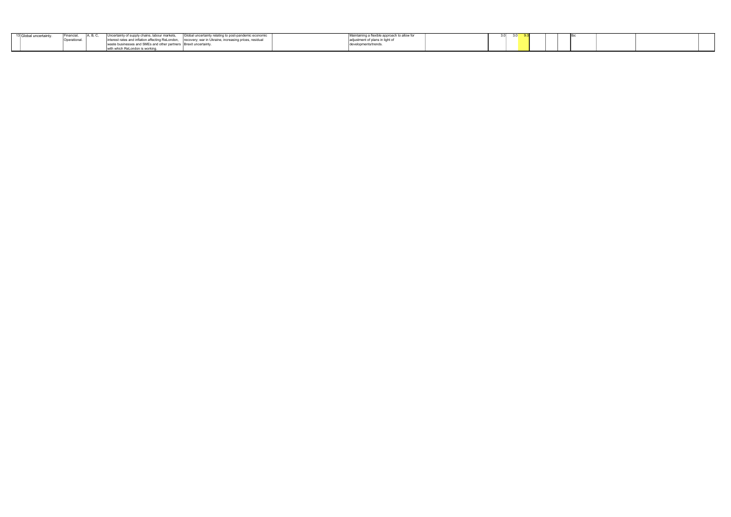| | | | | | | | | | | | | | | | | | | |
|---|---|---|---|---|---|---|---|---|---|---|---|---|---|---|---|---|---|---|
| 13 | Global uncertainty. | Financial, Operational. | A, B, C. | Uncertainty of supply chains, labour markets, interest rates and inflation affecting ReLondon, waste businesses and SMEs and other partners with which ReLondon is working. | Global uncertainty relating to post-pandemic economic recovery; war in Ukraine, increasing prices, residual Brexit uncertainty. | | Maintaining a flexible approach to allow for adjustment of plans in light of developments/trends. | | 3.0 | 3.0 | 9.0 | | | | tbc | | | |